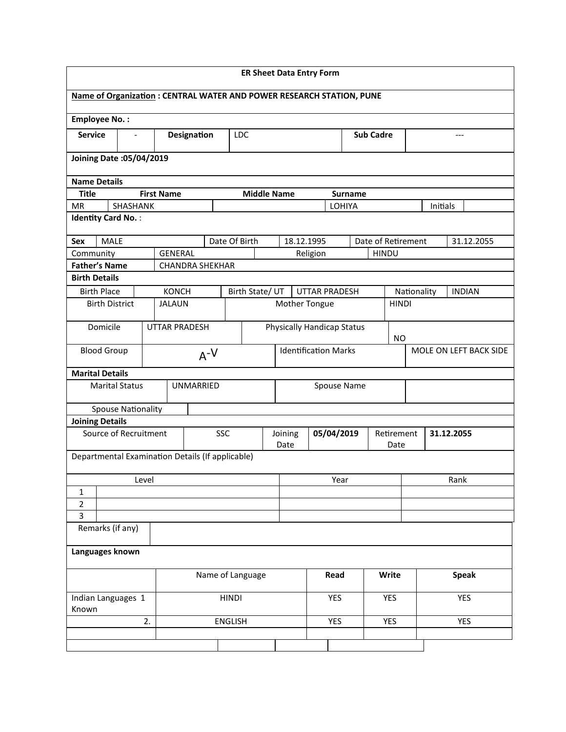# ER Sheet Data Entry Form

**Name of Organization : CENTRAL WATER AND POWER RESEARCH STATION, PUNE**

**Employee No. :**

| **Service** | - | **Designation** | LDC | **Sub Cadre** | --- |
|---|---|---|---|---|---|

**Joining Date :05/04/2019**

**Name Details**

| **Title** | **First Name** | **Middle Name** | **Surname** | | |
|---|---|---|---|---|---|
| MR | SHASHANK | | LOHIYA | Initials | |

**Identity Card No.** :

| **Sex** | MALE | Date Of Birth | 18.12.1995 | Date of Retirement | 31.12.2055 |
|---|---|---|---|---|---|
| Community | GENERAL | | Religion | HINDU | |
| **Father's Name** | CHANDRA SHEKHAR | | | | |

**Birth Details**

| Birth Place | KONCH | Birth State/ UT | UTTAR PRADESH | Nationality | INDIAN |
|---|---|---|---|---|---|
| Birth District | JALAUN | Mother Tongue | HINDI | | |
| Domicile | UTTAR PRADESH | Physically Handicap Status | NO | | |
| Blood Group | A-V | Identification Marks | MOLE ON LEFT BACK SIDE | | |

**Marital Details**

| Marital Status | UNMARRIED | Spouse Name | |
|---|---|---|---|
| Spouse Nationality | | | |

**Joining Details**

| Source of Recruitment | SSC | Joining Date | **05/04/2019** | Retirement Date | **31.12.2055** |
|---|---|---|---|---|---|

Departmental Examination Details (If applicable)

| | Level | Year | Rank |
|---|---|---|---|
| 1 | | | |
| 2 | | | |
| 3 | | | |

| Remarks (if any) | |
|---|---|

**Languages known**

| | Name of Language | **Read** | **Write** | **Speak** |
|---|---|---|---|---|
| Indian Languages Known 1 | HINDI | YES | YES | YES |
| 2. | ENGLISH | YES | YES | YES |
| | | | | |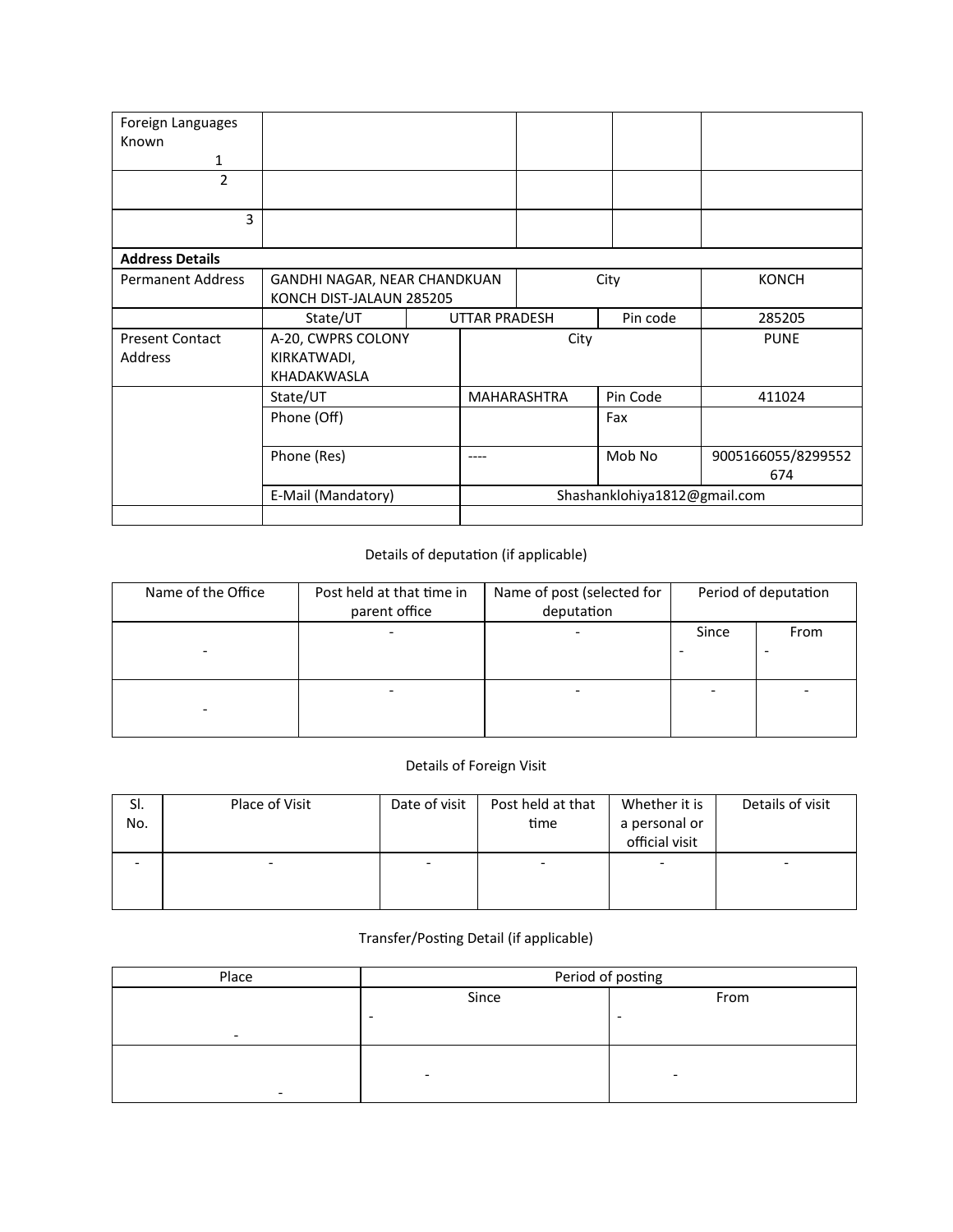| Foreign Languages Known 1 | | | | |
|---|---|---|---|---|
| 2 | | | | |
| 3 | | | | |
| **Address Details** | | | | |
| Permanent Address | GANDHI NAGAR, NEAR CHANDKUAN KONCH DIST-JALAUN 285205 | | City | KONCH |
| | State/UT | UTTAR PRADESH | Pin code | 285205 |
| Present Contact Address | A-20, CWPRS COLONY KIRKATWADI, KHADAKWASLA | City | | PUNE |
| | State/UT | MAHARASHTRA | Pin Code | 411024 |
| | Phone (Off) | | Fax | |
| | Phone (Res) | ---- | Mob No | 9005166055/8299552674 |
| | E-Mail (Mandatory) | Shashanklohiya1812@gmail.com | | |
| | | | | |

Details of deputation (if applicable)

| Name of the Office | Post held at that time in parent office | Name of post (selected for deputation | Period of deputation | |
|---|---|---|---|---|
| | | | Since | From |
| - | - | - | - | - |
| - | - | - | - | - |

Details of Foreign Visit

| Sl. No. | Place of Visit | Date of visit | Post held at that time | Whether it is a personal or official visit | Details of visit |
|---|---|---|---|---|---|
| - | - | - | - | - | - |

Transfer/Posting Detail (if applicable)

| Place | Period of posting | |
|---|---|---|
| | Since | From |
| - | - | - |
| - | - | - |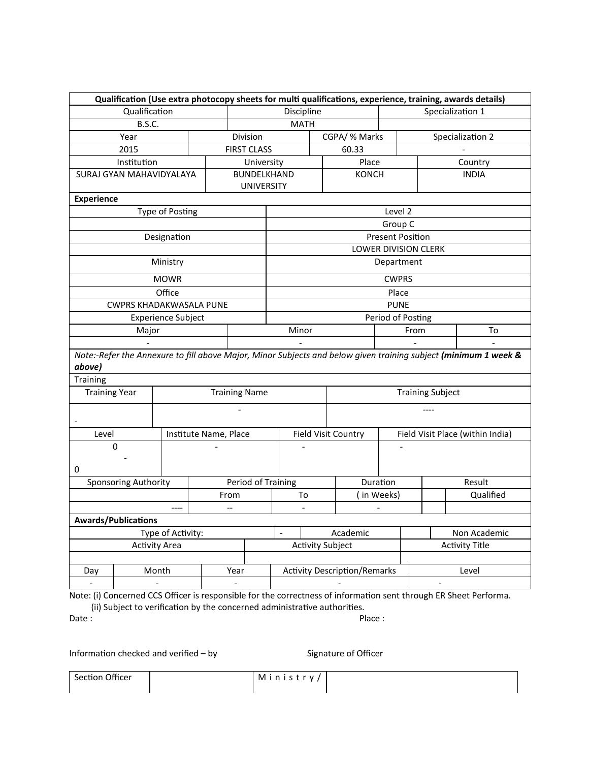| Qualification (Use extra photocopy sheets for multi qualifications, experience, training, awards details) | | |
|---|---|---|
| Qualification | Discipline | Specialization 1 |
| B.S.C. | MATH | |

| Year | Division | CGPA/ % Marks | Specialization 2 |
|---|---|---|---|
| 2015 | FIRST CLASS | 60.33 | - |

| Institution | University | Place | Country |
|---|---|---|---|
| SURAJ GYAN MAHAVIDYALAYA | BUNDELKHAND UNIVERSITY | KONCH | INDIA |

**Experience**

| Type of Posting | Level 2 |
|---|---|
| | Group C |
| Designation | Present Position |
| | LOWER DIVISION CLERK |
| Ministry | Department |
| MOWR | CWPRS |
| Office | Place |
| CWPRS KHADAKWASALA PUNE | PUNE |
| Experience Subject | Period of Posting |

| Major | Minor | From | To |
|---|---|---|---|
| - | - | - | - |

*Note:-Refer the Annexure to fill above Major, Minor Subjects and below given training subject* ***(minimum 1 week & above)***

Training

| Training Year | Training Name | Training Subject |
|---|---|---|
| - | - | ---- |

| Level | Institute Name, Place | Field Visit Country | Field Visit Place (within India) |
|---|---|---|---|
| 0 - 0 | - | - | - |

| Sponsoring Authority | Period of Training | | Duration | Result | |
|---|---|---|---|---|---|
| | From | To | ( in Weeks) | | Qualified |
| ---- | -- | - | - | | |

**Awards/Publications**

| Type of Activity: | - | Academic | | Non Academic |
|---|---|---|---|---|

| Activity Area | Activity Subject | Activity Title |
|---|---|---|
| | | |

| Day | Month | Year | Activity Description/Remarks | Level |
|---|---|---|---|---|
| - | - | - | - | - |

Note: (i) Concerned CCS Officer is responsible for the correctness of information sent through ER Sheet Performa.
(ii) Subject to verification by the concerned administrative authorities.

Date : Place :

Information checked and verified – by Signature of Officer

| Section Officer | | M i n i s t r y / | |
|---|---|---|---|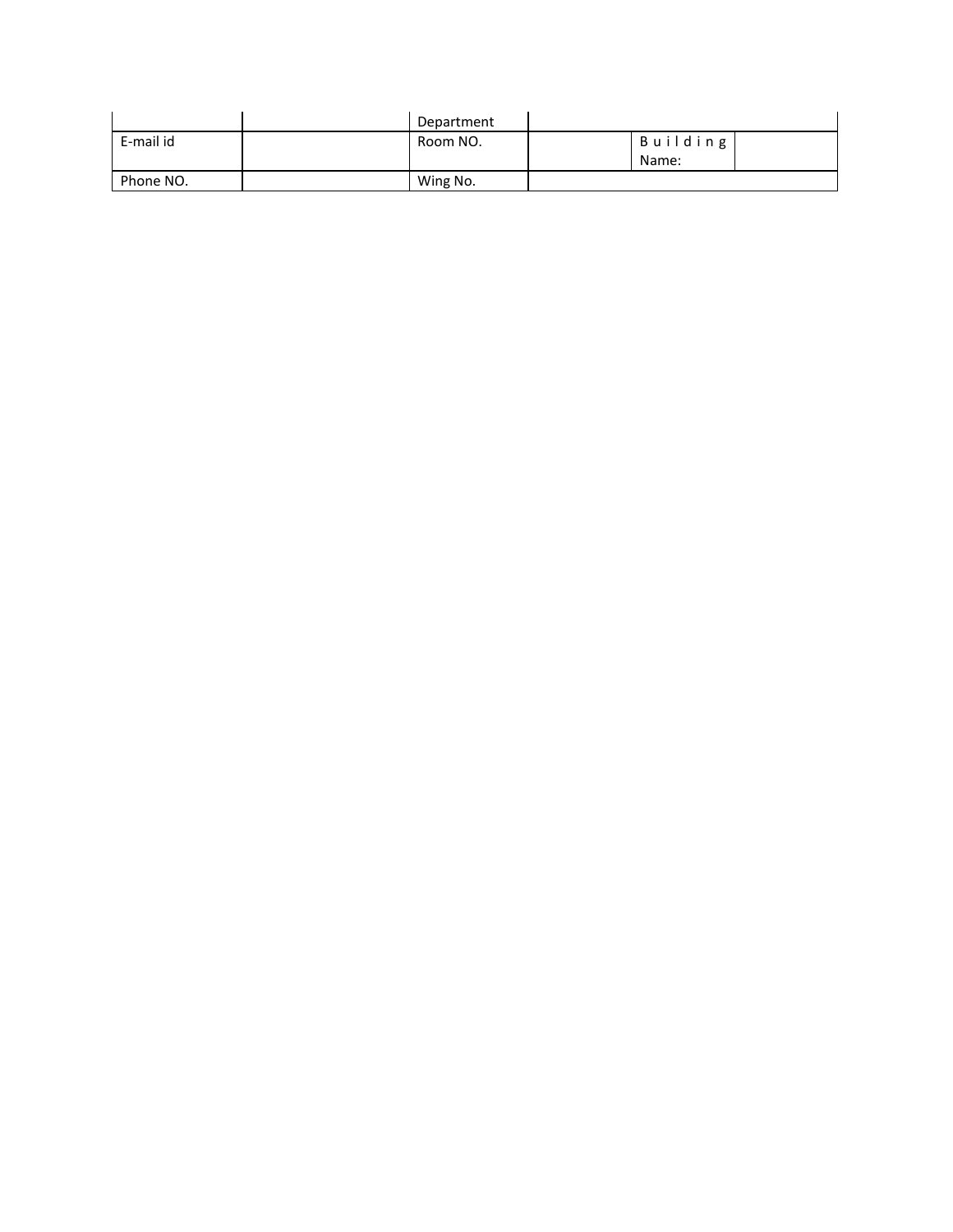| | | | | | |
|---|---|---|---|---|---|
| | | Department | | | |
| E-mail id | | Room NO. | | Building Name: | |
| Phone NO. | | Wing No. | | | |